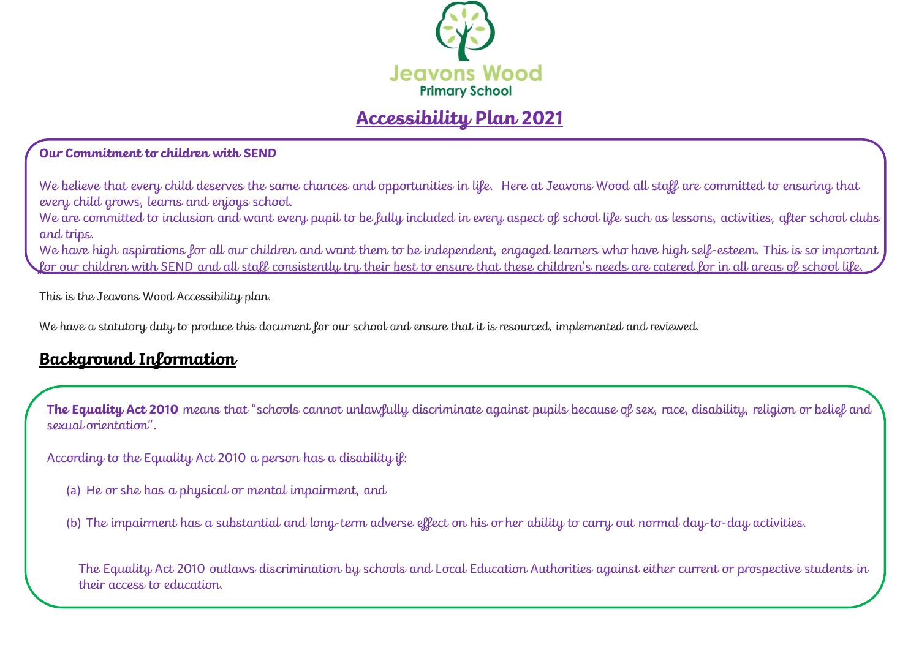Jeavons Wood
Primary School

# Accessibility Plan 2021

**Our Commitment to children with SEND**

We believe that every child deserves the same chances and opportunities in life. Here at Jeavons Wood all staff are committed to ensuring that every child grows, learns and enjoys school.

We are committed to inclusion and want every pupil to be fully included in every aspect of school life such as lessons, activities, after school clubs and trips.

We have high aspirations for all our children and want them to be independent, engaged learners who have high self-esteem. This is so important for our children with SEND and all staff consistently try their best to ensure that these children's needs are catered for in all areas of school life.

This is the Jeavons Wood Accessibility plan.

We have a statutory duty to produce this document for our school and ensure that it is resourced, implemented and reviewed.

## Background Information

**The Equality Act 2010** means that "schools cannot unlawfully discriminate against pupils because of sex, race, disability, religion or belief and sexual orientation".

According to the Equality Act 2010 a person has a disability if:

(a) He or she has a physical or mental impairment, and

(b) The impairment has a substantial and long-term adverse effect on his or her ability to carry out normal day-to-day activities.

The Equality Act 2010 outlaws discrimination by schools and Local Education Authorities against either current or prospective students in their access to education.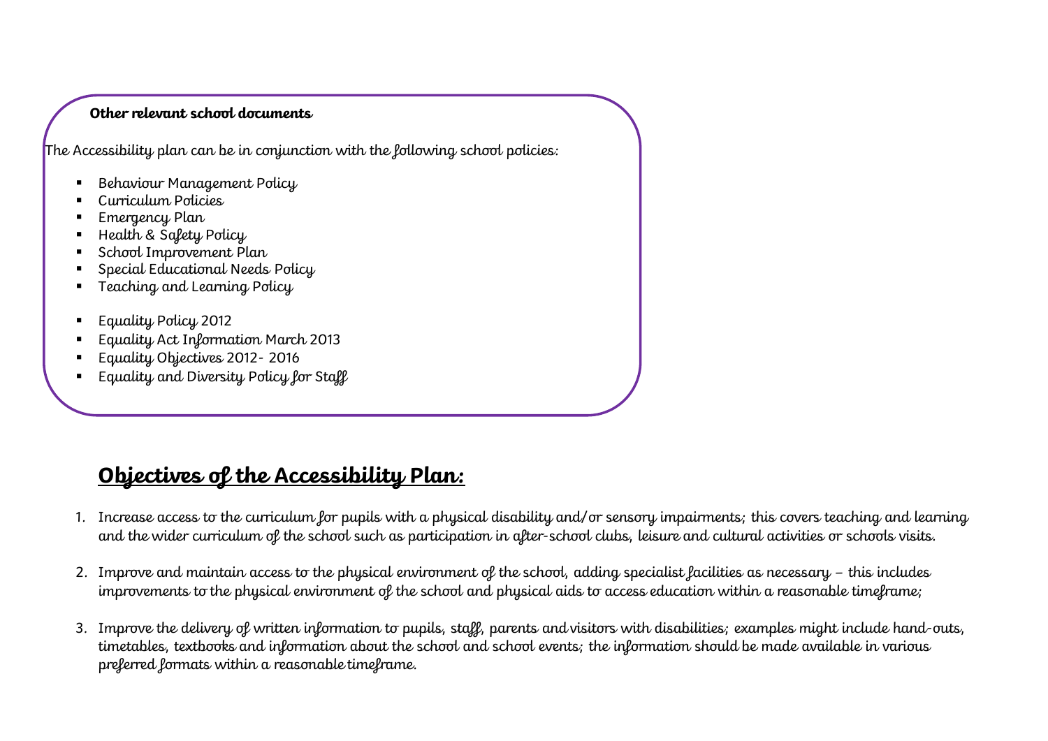**Other relevant school documents**

The Accessibility plan can be in conjunction with the following school policies:

- Behaviour Management Policy
- Curriculum Policies
- Emergency Plan
- Health & Safety Policy
- School Improvement Plan
- Special Educational Needs Policy
- Teaching and Learning Policy

- Equality Policy 2012
- Equality Act Information March 2013
- Equality Objectives 2012- 2016
- Equality and Diversity Policy for Staff

## **Objectives of the Accessibility Plan:**

1. Increase access to the curriculum for pupils with a physical disability and/or sensory impairments; this covers teaching and learning and the wider curriculum of the school such as participation in after-school clubs, leisure and cultural activities or schools visits.

2. Improve and maintain access to the physical environment of the school, adding specialist facilities as necessary – this includes improvements to the physical environment of the school and physical aids to access education within a reasonable timeframe;

3. Improve the delivery of written information to pupils, staff, parents and visitors with disabilities; examples might include hand-outs, timetables, textbooks and information about the school and school events; the information should be made available in various preferred formats within a reasonable timeframe.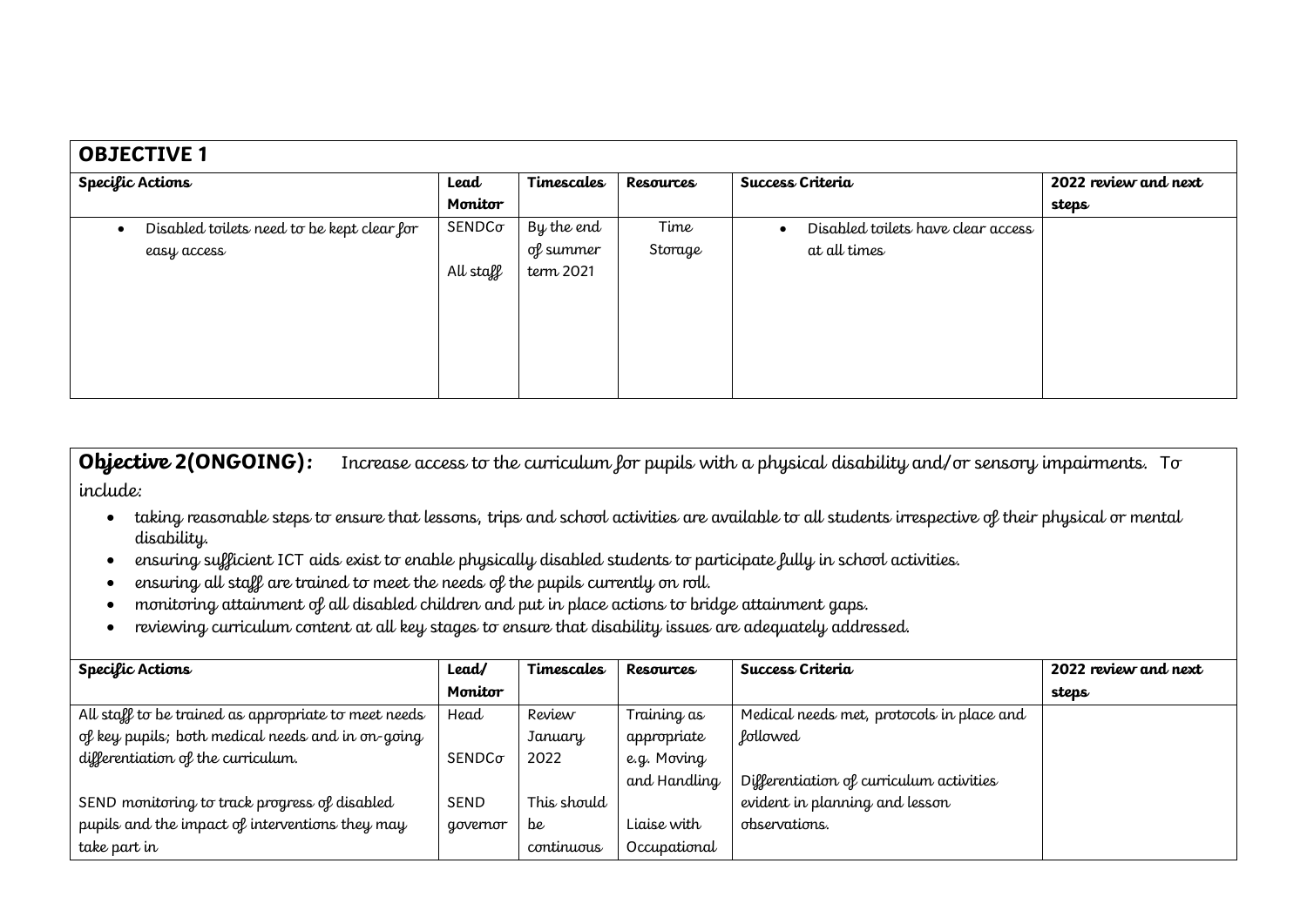| **OBJECTIVE 1** | | | | | |
|---|---|---|---|---|---|
| **Specific Actions** | **Lead Monitor** | **Timescales** | **Resources** | **Success Criteria** | **2022 review and next steps** |
| • Disabled toilets need to be kept clear for easy access | SENDCo<br><br>All staff | By the end of summer term 2021 | Time<br>Storage | • Disabled toilets have clear access at all times | |

**Objective 2(ONGOING):** Increase access to the curriculum for pupils with a physical disability and/or sensory impairments. To include:

- taking reasonable steps to ensure that lessons, trips and school activities are available to all students irrespective of their physical or mental disability.
- ensuring sufficient ICT aids exist to enable physically disabled students to participate fully in school activities.
- ensuring all staff are trained to meet the needs of the pupils currently on roll.
- monitoring attainment of all disabled children and put in place actions to bridge attainment gaps.
- reviewing curriculum content at all key stages to ensure that disability issues are adequately addressed.

| **Specific Actions** | **Lead/ Monitor** | **Timescales** | **Resources** | **Success Criteria** | **2022 review and next steps** |
|---|---|---|---|---|---|
| All staff to be trained as appropriate to meet needs of key pupils; both medical needs and in on-going differentiation of the curriculum.<br><br>SEND monitoring to track progress of disabled pupils and the impact of interventions they may take part in | Head<br><br>SENDCo<br><br>SEND governor | Review January 2022<br><br>This should be continuous | Training as appropriate e.g. Moving and Handling<br><br>Liaise with Occupational | Medical needs met, protocols in place and followed<br><br>Differentiation of curriculum activities evident in planning and lesson observations. | |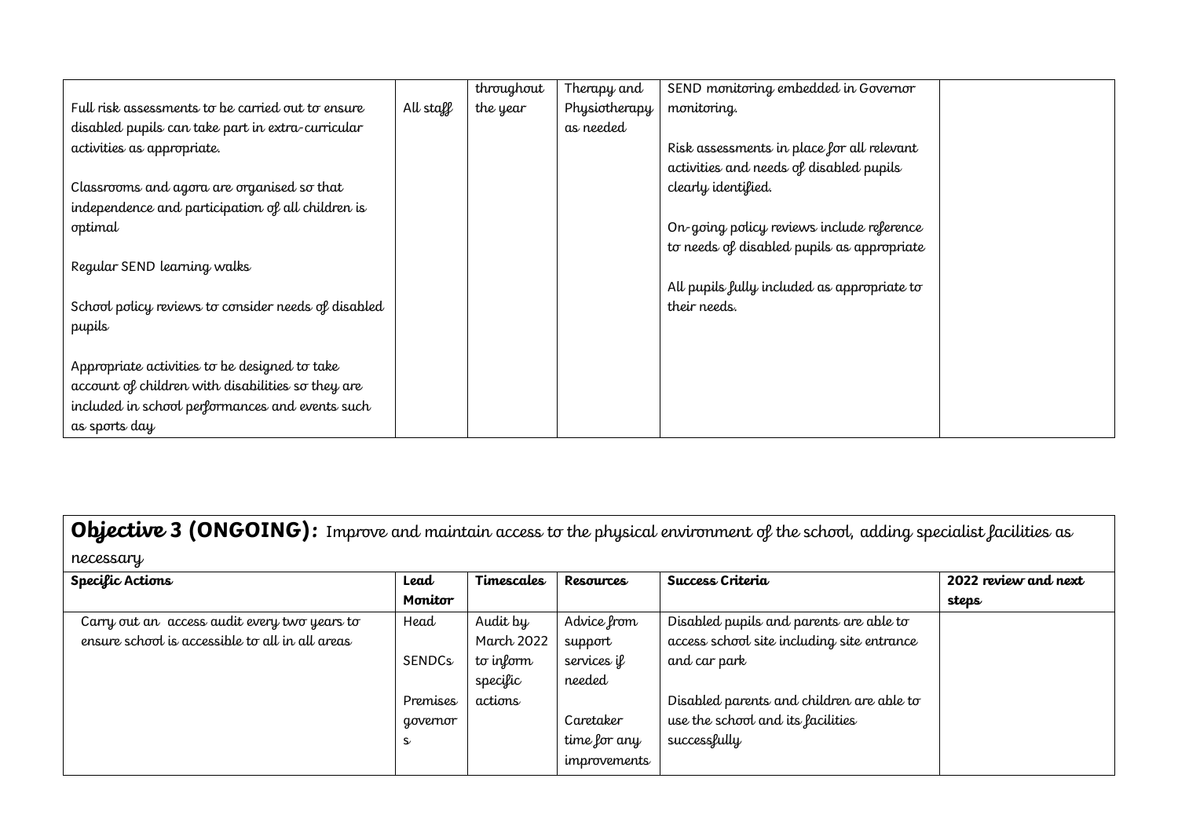| | | | | | |
|---|---|---|---|---|---|
| Full risk assessments to be carried out to ensure disabled pupils can take part in extra-curricular activities as appropriate.<br><br>Classrooms and agora are organised so that independence and participation of all children is optimal<br><br>Regular SEND learning walks<br><br>School policy reviews to consider needs of disabled pupils<br><br>Appropriate activities to be designed to take account of children with disabilities so they are included in school performances and events such as sports day | All staff | throughout the year | Therapy and Physiotherapy as needed | SEND monitoring embedded in Governor monitoring.<br><br>Risk assessments in place for all relevant activities and needs of disabled pupils clearly identified.<br><br>On-going policy reviews include reference to needs of disabled pupils as appropriate<br><br>All pupils fully included as appropriate to their needs. | |

**Objective 3 (ONGOING):** Improve and maintain access to the physical environment of the school, adding specialist facilities as necessary

| Specific Actions | Lead Monitor | Timescales | Resources | Success Criteria | 2022 review and next steps |
|---|---|---|---|---|---|
| Carry out an access audit every two years to ensure school is accessible to all in all areas | Head<br><br>SENDCs<br><br>Premises governors | Audit by March 2022 to inform specific actions | Advice from support services if needed<br><br>Caretaker time for any improvements | Disabled pupils and parents are able to access school site including site entrance and car park<br><br>Disabled parents and children are able to use the school and its facilities successfully | |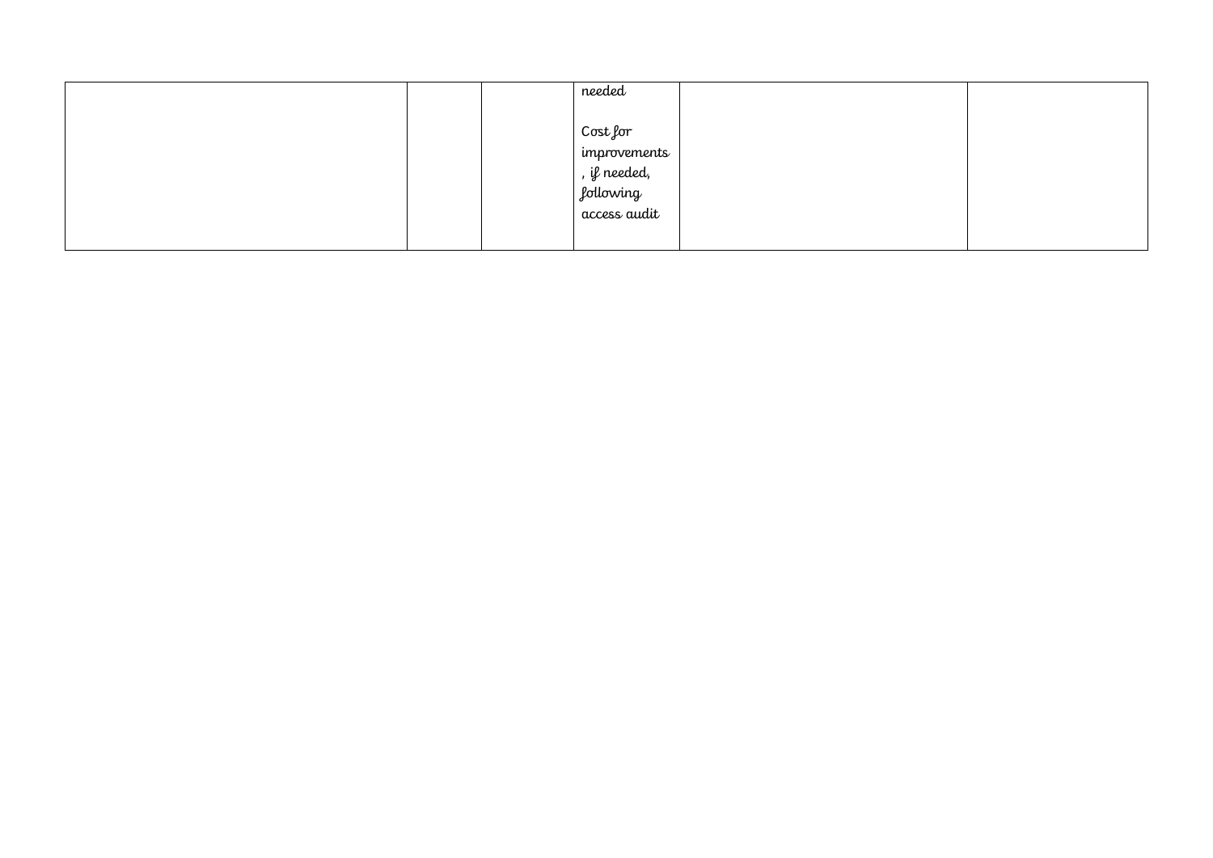| | | | | | |
|---|---|---|---|---|---|
| | | | needed<br><br>Cost for improvements, if needed, following access audit | | |